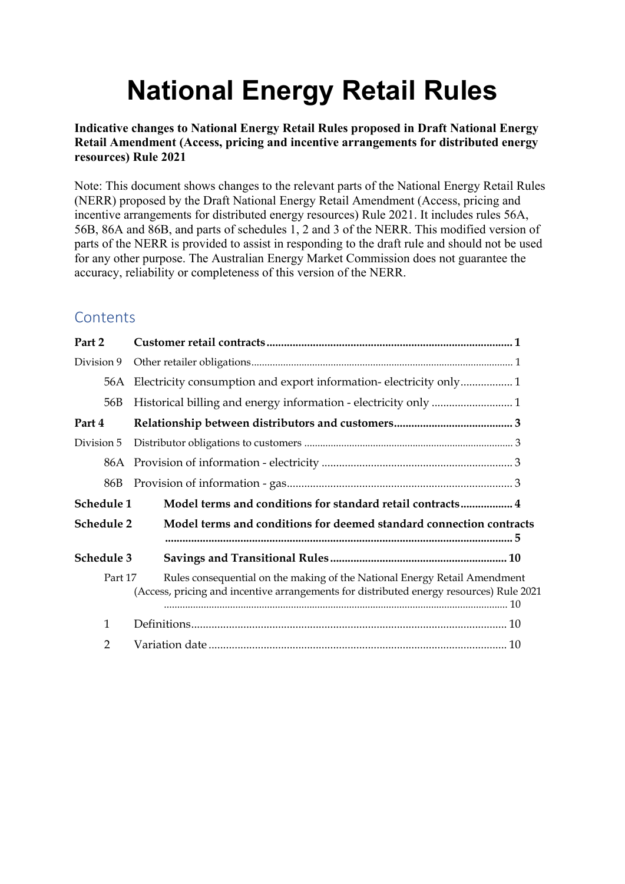# National Energy Retail Rules

**Indicative changes to National Energy Retail Rules proposed in Draft National Energy Retail Amendment (Access, pricing and incentive arrangements for distributed energy resources) Rule 2021**

Note: This document shows changes to the relevant parts of the National Energy Retail Rules (NERR) proposed by the Draft National Energy Retail Amendment (Access, pricing and incentive arrangements for distributed energy resources) Rule 2021. It includes rules 56A, 56B, 86A and 86B, and parts of schedules 1, 2 and 3 of the NERR. This modified version of parts of the NERR is provided to assist in responding to the draft rule and should not be used for any other purpose. The Australian Energy Market Commission does not guarantee the accuracy, reliability or completeness of this version of the NERR.

## Contents

**Part 2 Customer retail contracts** ........ 1

Division 9 Other retailer obligations ........ 1

56A Electricity consumption and export information- electricity only ........ 1

56B Historical billing and energy information - electricity only ........ 1

**Part 4 Relationship between distributors and customers** ........ 3

Division 5 Distributor obligations to customers ........ 3

86A Provision of information - electricity ........ 3

86B Provision of information - gas ........ 3

**Schedule 1 Model terms and conditions for standard retail contracts** ........ 4

**Schedule 2 Model terms and conditions for deemed standard connection contracts** ........ 5

**Schedule 3 Savings and Transitional Rules** ........ 10

Part 17 Rules consequential on the making of the National Energy Retail Amendment (Access, pricing and incentive arrangements for distributed energy resources) Rule 2021 ........ 10

1 Definitions ........ 10

2 Variation date ........ 10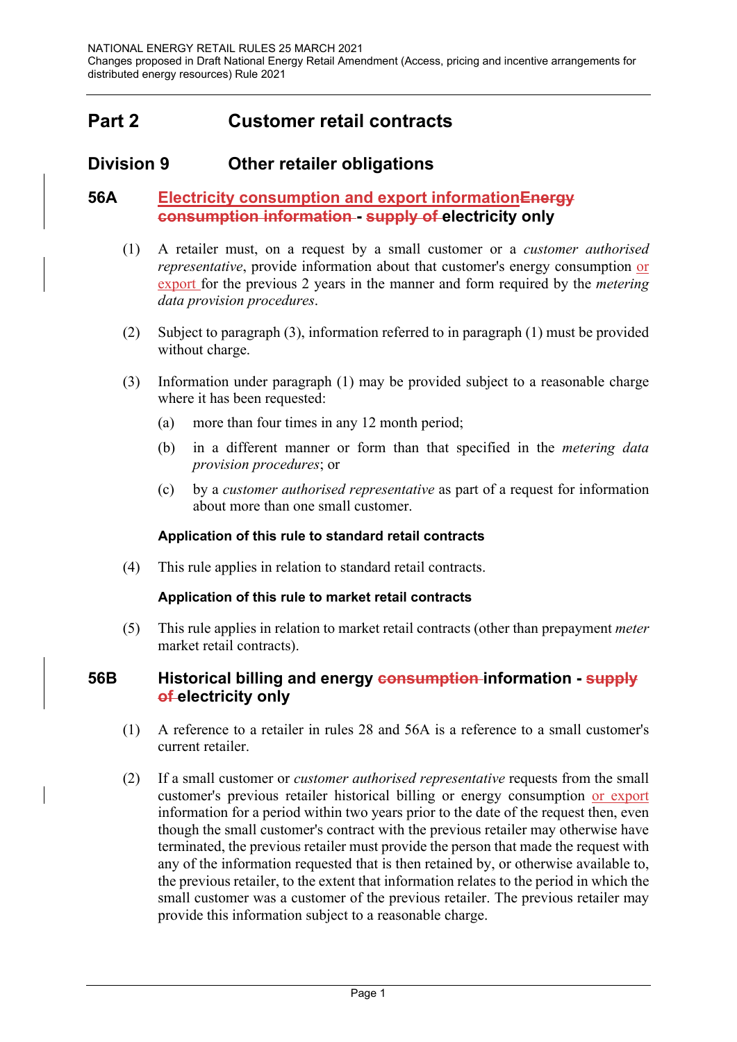# Part 2 Customer retail contracts

## Division 9 Other retailer obligations

### 56A Electricity consumption and export informationEnergy consumption information - supply of electricity only

(1) A retailer must, on a request by a small customer or a *customer authorised representative*, provide information about that customer's energy consumption or export for the previous 2 years in the manner and form required by the *metering data provision procedures*.

(2) Subject to paragraph (3), information referred to in paragraph (1) must be provided without charge.

(3) Information under paragraph (1) may be provided subject to a reasonable charge where it has been requested:

(a) more than four times in any 12 month period;

(b) in a different manner or form than that specified in the *metering data provision procedures*; or

(c) by a *customer authorised representative* as part of a request for information about more than one small customer.

**Application of this rule to standard retail contracts**

(4) This rule applies in relation to standard retail contracts.

**Application of this rule to market retail contracts**

(5) This rule applies in relation to market retail contracts (other than prepayment *meter* market retail contracts).

### 56B Historical billing and energy consumption information - supply of electricity only

(1) A reference to a retailer in rules 28 and 56A is a reference to a small customer's current retailer.

(2) If a small customer or *customer authorised representative* requests from the small customer's previous retailer historical billing or energy consumption or export information for a period within two years prior to the date of the request then, even though the small customer's contract with the previous retailer may otherwise have terminated, the previous retailer must provide the person that made the request with any of the information requested that is then retained by, or otherwise available to, the previous retailer, to the extent that information relates to the period in which the small customer was a customer of the previous retailer. The previous retailer may provide this information subject to a reasonable charge.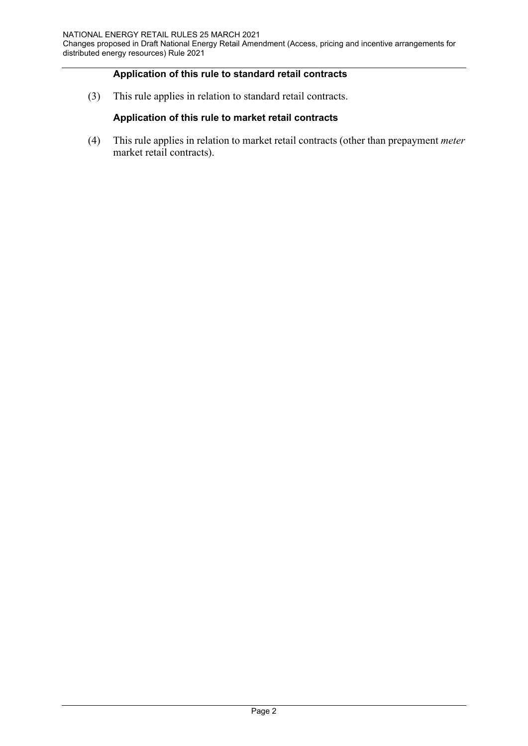### Application of this rule to standard retail contracts

(3) This rule applies in relation to standard retail contracts.

### Application of this rule to market retail contracts

(4) This rule applies in relation to market retail contracts (other than prepayment *meter* market retail contracts).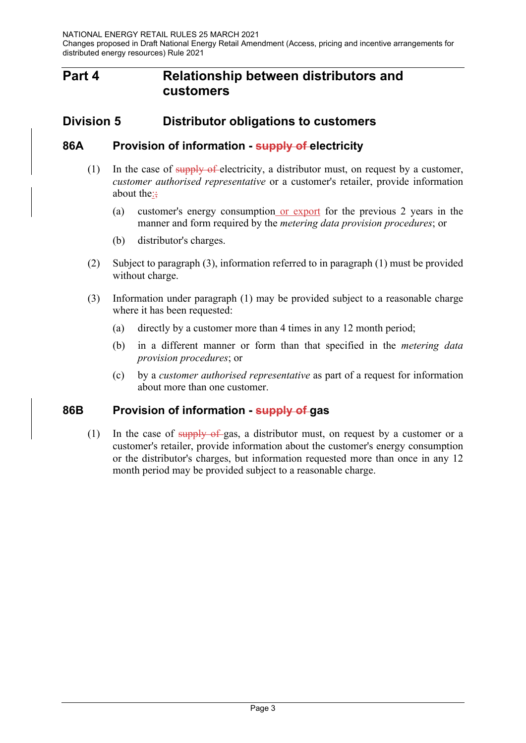# Part 4 Relationship between distributors and customers

## Division 5 Distributor obligations to customers

### 86A Provision of information - ~~supply of~~ electricity

(1) In the case of ~~supply of~~ electricity, a distributor must, on request by a customer, *customer authorised representative* or a customer's retailer, provide information about the:~~;~~

  (a) customer's energy consumption or export for the previous 2 years in the manner and form required by the *metering data provision procedures*; or

  (b) distributor's charges.

(2) Subject to paragraph (3), information referred to in paragraph (1) must be provided without charge.

(3) Information under paragraph (1) may be provided subject to a reasonable charge where it has been requested:

  (a) directly by a customer more than 4 times in any 12 month period;

  (b) in a different manner or form than that specified in the *metering data provision procedures*; or

  (c) by a *customer authorised representative* as part of a request for information about more than one customer.

### 86B Provision of information - ~~supply of~~ gas

(1) In the case of ~~supply of~~ gas, a distributor must, on request by a customer or a customer's retailer, provide information about the customer's energy consumption or the distributor's charges, but information requested more than once in any 12 month period may be provided subject to a reasonable charge.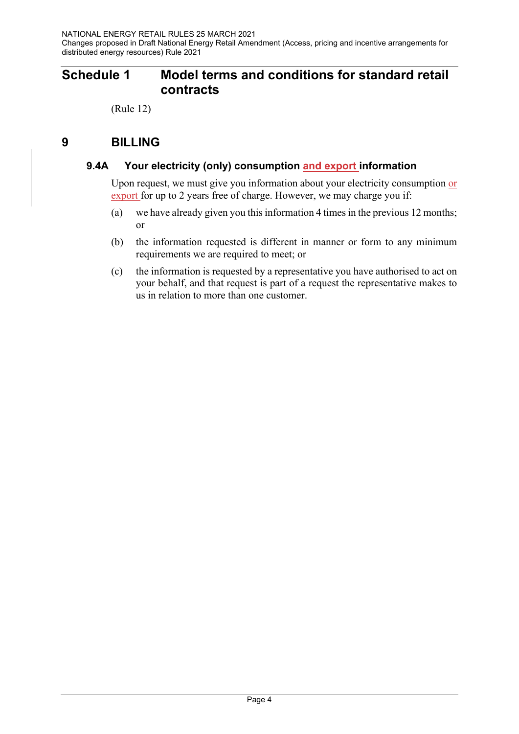# Schedule 1 Model terms and conditions for standard retail contracts

(Rule 12)

## 9 BILLING

### 9.4A Your electricity (only) consumption and export information

Upon request, we must give you information about your electricity consumption or export for up to 2 years free of charge. However, we may charge you if:

(a) we have already given you this information 4 times in the previous 12 months; or

(b) the information requested is different in manner or form to any minimum requirements we are required to meet; or

(c) the information is requested by a representative you have authorised to act on your behalf, and that request is part of a request the representative makes to us in relation to more than one customer.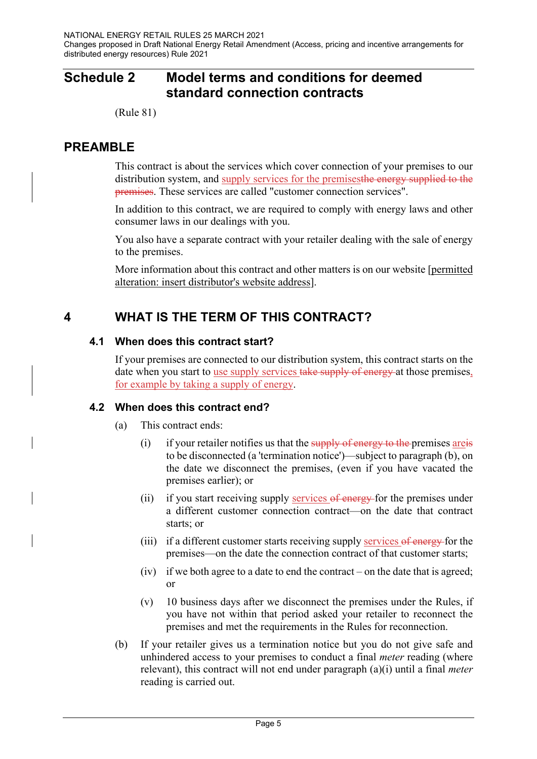# Schedule 2 Model terms and conditions for deemed standard connection contracts

(Rule 81)

## PREAMBLE

This contract is about the services which cover connection of your premises to our distribution system, and <u>supply services for the premises</u>~~the energy supplied to the premises~~. These services are called "customer connection services".

In addition to this contract, we are required to comply with energy laws and other consumer laws in our dealings with you.

You also have a separate contract with your retailer dealing with the sale of energy to the premises.

More information about this contract and other matters is on our website <u>[permitted alteration: insert distributor's website address]</u>.

## 4 WHAT IS THE TERM OF THIS CONTRACT?

### 4.1 When does this contract start?

If your premises are connected to our distribution system, this contract starts on the date when you start to <u>use supply services</u> ~~take supply of energy~~ at those premises<u>, for example by taking a supply of energy</u>.

### 4.2 When does this contract end?

(a) This contract ends:

(i) if your retailer notifies us that the ~~supply of energy to the~~ premises <u>are</u>~~is~~ to be disconnected (a 'termination notice')—subject to paragraph (b), on the date we disconnect the premises, (even if you have vacated the premises earlier); or

(ii) if you start receiving supply <u>services</u> ~~of energy~~ for the premises under a different customer connection contract—on the date that contract starts; or

(iii) if a different customer starts receiving supply <u>services</u> ~~of energy~~ for the premises—on the date the connection contract of that customer starts;

(iv) if we both agree to a date to end the contract – on the date that is agreed; or

(v) 10 business days after we disconnect the premises under the Rules, if you have not within that period asked your retailer to reconnect the premises and met the requirements in the Rules for reconnection.

(b) If your retailer gives us a termination notice but you do not give safe and unhindered access to your premises to conduct a final *meter* reading (where relevant), this contract will not end under paragraph (a)(i) until a final *meter* reading is carried out.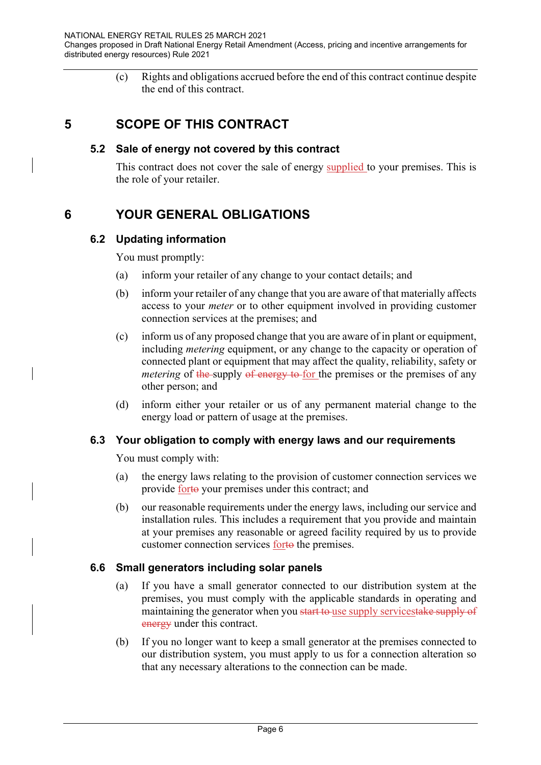(c) Rights and obligations accrued before the end of this contract continue despite the end of this contract.

## 5 SCOPE OF THIS CONTRACT

### 5.2 Sale of energy not covered by this contract

This contract does not cover the sale of energy <ins>supplied </ins>to your premises. This is the role of your retailer.

## 6 YOUR GENERAL OBLIGATIONS

### 6.2 Updating information

You must promptly:

(a) inform your retailer of any change to your contact details; and

(b) inform your retailer of any change that you are aware of that materially affects access to your *meter* or to other equipment involved in providing customer connection services at the premises; and

(c) inform us of any proposed change that you are aware of in plant or equipment, including *metering* equipment, or any change to the capacity or operation of connected plant or equipment that may affect the quality, reliability, safety or *metering* of ~~the~~ supply ~~of energy to~~ <ins>for</ins> the premises or the premises of any other person; and

(d) inform either your retailer or us of any permanent material change to the energy load or pattern of usage at the premises.

### 6.3 Your obligation to comply with energy laws and our requirements

You must comply with:

(a) the energy laws relating to the provision of customer connection services we provide <ins>for</ins>~~to~~ your premises under this contract; and

(b) our reasonable requirements under the energy laws, including our service and installation rules. This includes a requirement that you provide and maintain at your premises any reasonable or agreed facility required by us to provide customer connection services <ins>for</ins>~~to~~ the premises.

### 6.6 Small generators including solar panels

(a) If you have a small generator connected to our distribution system at the premises, you must comply with the applicable standards in operating and maintaining the generator when you ~~start to~~ <ins>use supply services</ins>~~take supply of energy~~ under this contract.

(b) If you no longer want to keep a small generator at the premises connected to our distribution system, you must apply to us for a connection alteration so that any necessary alterations to the connection can be made.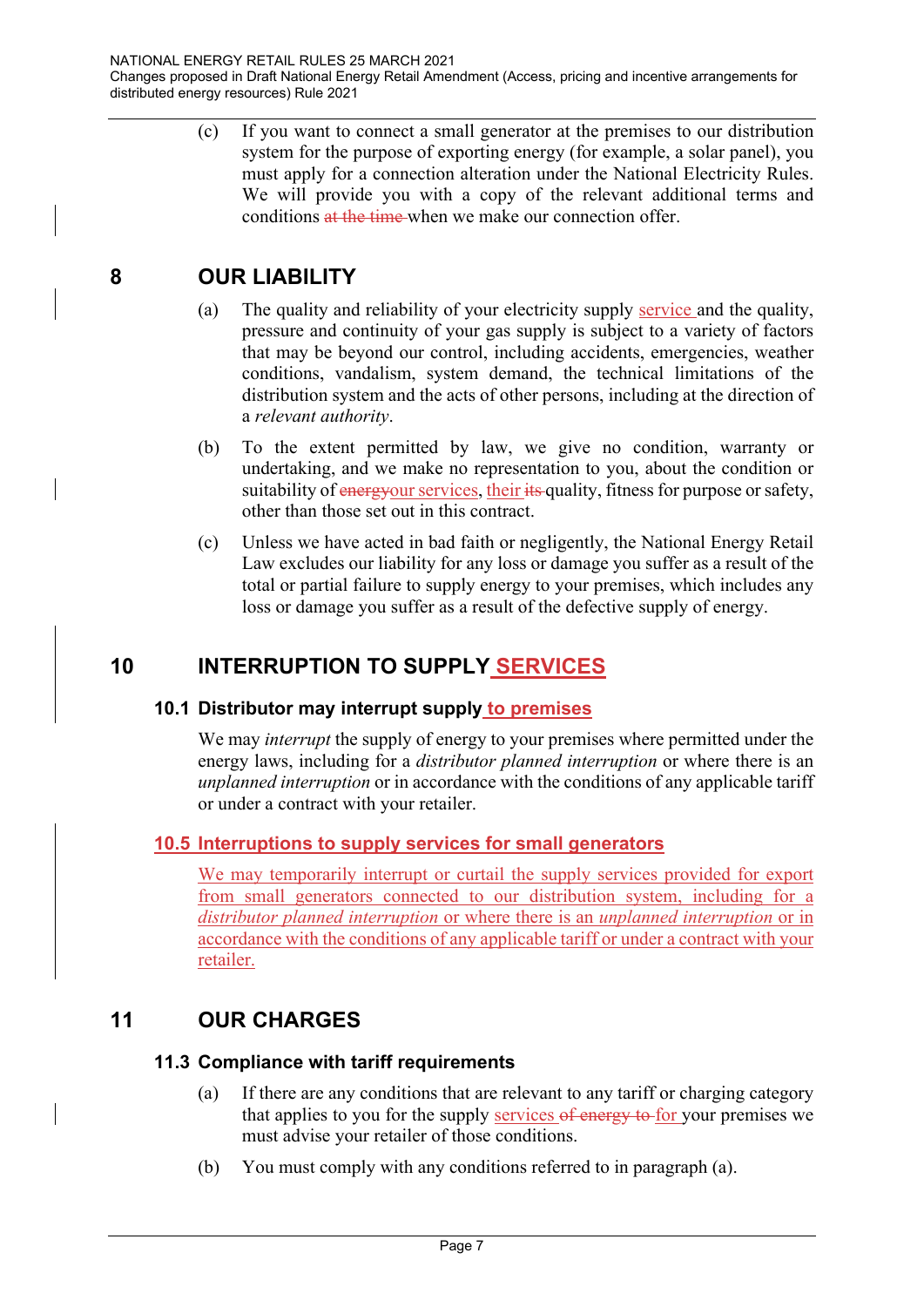(c) If you want to connect a small generator at the premises to our distribution system for the purpose of exporting energy (for example, a solar panel), you must apply for a connection alteration under the National Electricity Rules. We will provide you with a copy of the relevant additional terms and conditions ~~at the time~~ when we make our connection offer.

## 8 OUR LIABILITY

(a) The quality and reliability of your electricity supply <u>service</u> and the quality, pressure and continuity of your gas supply is subject to a variety of factors that may be beyond our control, including accidents, emergencies, weather conditions, vandalism, system demand, the technical limitations of the distribution system and the acts of other persons, including at the direction of a *relevant authority*.

(b) To the extent permitted by law, we give no condition, warranty or undertaking, and we make no representation to you, about the condition or suitability of ~~energy~~<u>our services</u>, <u>their</u> ~~its~~ quality, fitness for purpose or safety, other than those set out in this contract.

(c) Unless we have acted in bad faith or negligently, the National Energy Retail Law excludes our liability for any loss or damage you suffer as a result of the total or partial failure to supply energy to your premises, which includes any loss or damage you suffer as a result of the defective supply of energy.

## 10 INTERRUPTION TO SUPPLY <u>SERVICES</u>

### 10.1 Distributor may interrupt supply <u>to premises</u>

We may *interrupt* the supply of energy to your premises where permitted under the energy laws, including for a *distributor planned interruption* or where there is an *unplanned interruption* or in accordance with the conditions of any applicable tariff or under a contract with your retailer.

### <u>10.5 Interruptions to supply services for small generators</u>

<u>We may temporarily interrupt or curtail the supply services provided for export from small generators connected to our distribution system, including for a *distributor planned interruption* or where there is an *unplanned interruption* or in accordance with the conditions of any applicable tariff or under a contract with your retailer.</u>

## 11 OUR CHARGES

### 11.3 Compliance with tariff requirements

(a) If there are any conditions that are relevant to any tariff or charging category that applies to you for the supply <u>services</u> ~~of energy to~~ <u>for</u> your premises we must advise your retailer of those conditions.

(b) You must comply with any conditions referred to in paragraph (a).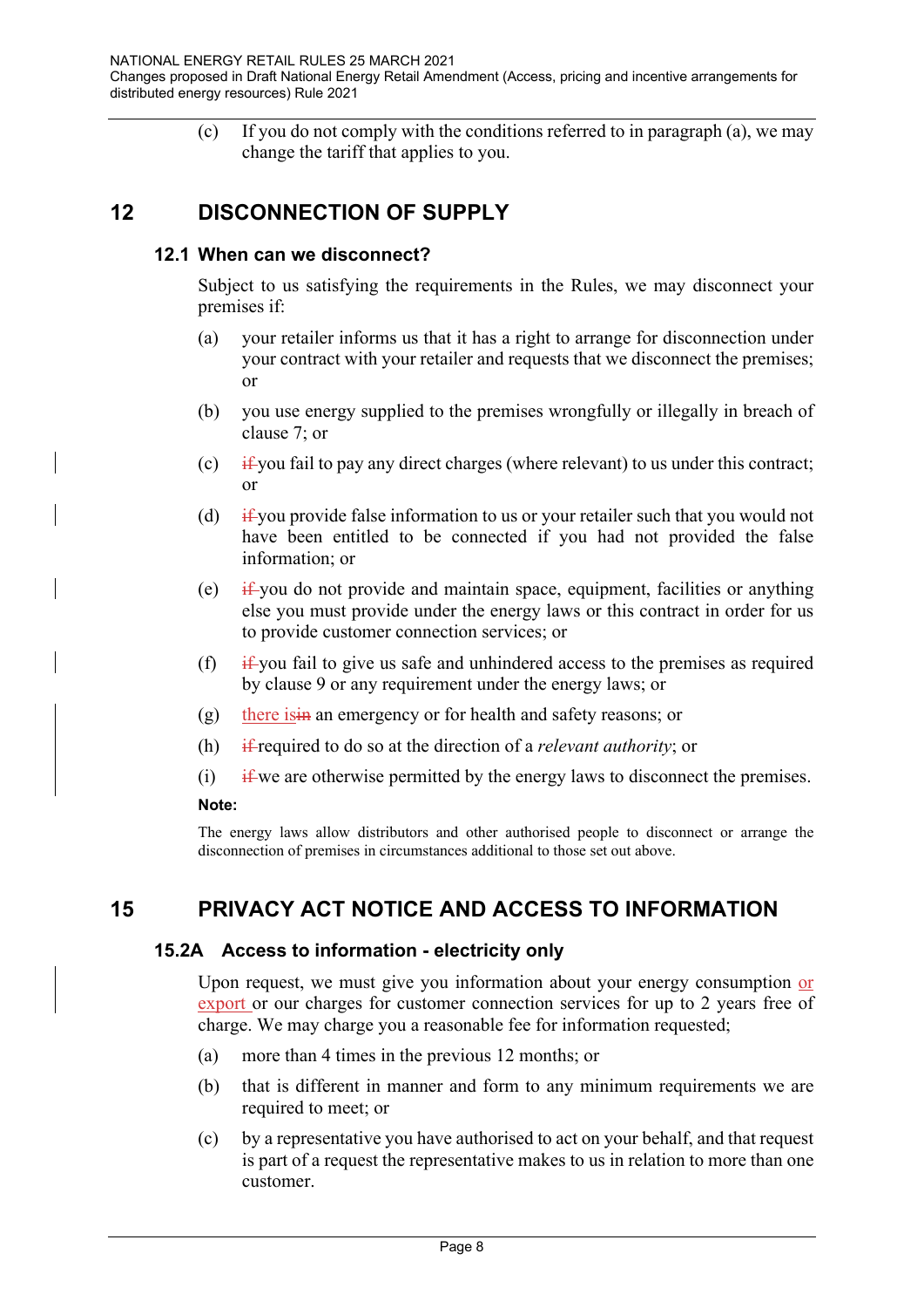(c) If you do not comply with the conditions referred to in paragraph (a), we may change the tariff that applies to you.

# 12 DISCONNECTION OF SUPPLY

## 12.1 When can we disconnect?

Subject to us satisfying the requirements in the Rules, we may disconnect your premises if:

(a) your retailer informs us that it has a right to arrange for disconnection under your contract with your retailer and requests that we disconnect the premises; or

(b) you use energy supplied to the premises wrongfully or illegally in breach of clause 7; or

(c) ~~if~~ you fail to pay any direct charges (where relevant) to us under this contract; or

(d) ~~if~~ you provide false information to us or your retailer such that you would not have been entitled to be connected if you had not provided the false information; or

(e) ~~if~~ you do not provide and maintain space, equipment, facilities or anything else you must provide under the energy laws or this contract in order for us to provide customer connection services; or

(f) ~~if~~ you fail to give us safe and unhindered access to the premises as required by clause 9 or any requirement under the energy laws; or

(g) there is~~in~~ an emergency or for health and safety reasons; or

(h) ~~if~~ required to do so at the direction of a *relevant authority*; or

(i) ~~if~~ we are otherwise permitted by the energy laws to disconnect the premises.

**Note:**

The energy laws allow distributors and other authorised people to disconnect or arrange the disconnection of premises in circumstances additional to those set out above.

# 15 PRIVACY ACT NOTICE AND ACCESS TO INFORMATION

## 15.2A Access to information - electricity only

Upon request, we must give you information about your energy consumption or export or our charges for customer connection services for up to 2 years free of charge. We may charge you a reasonable fee for information requested;

(a) more than 4 times in the previous 12 months; or

(b) that is different in manner and form to any minimum requirements we are required to meet; or

(c) by a representative you have authorised to act on your behalf, and that request is part of a request the representative makes to us in relation to more than one customer.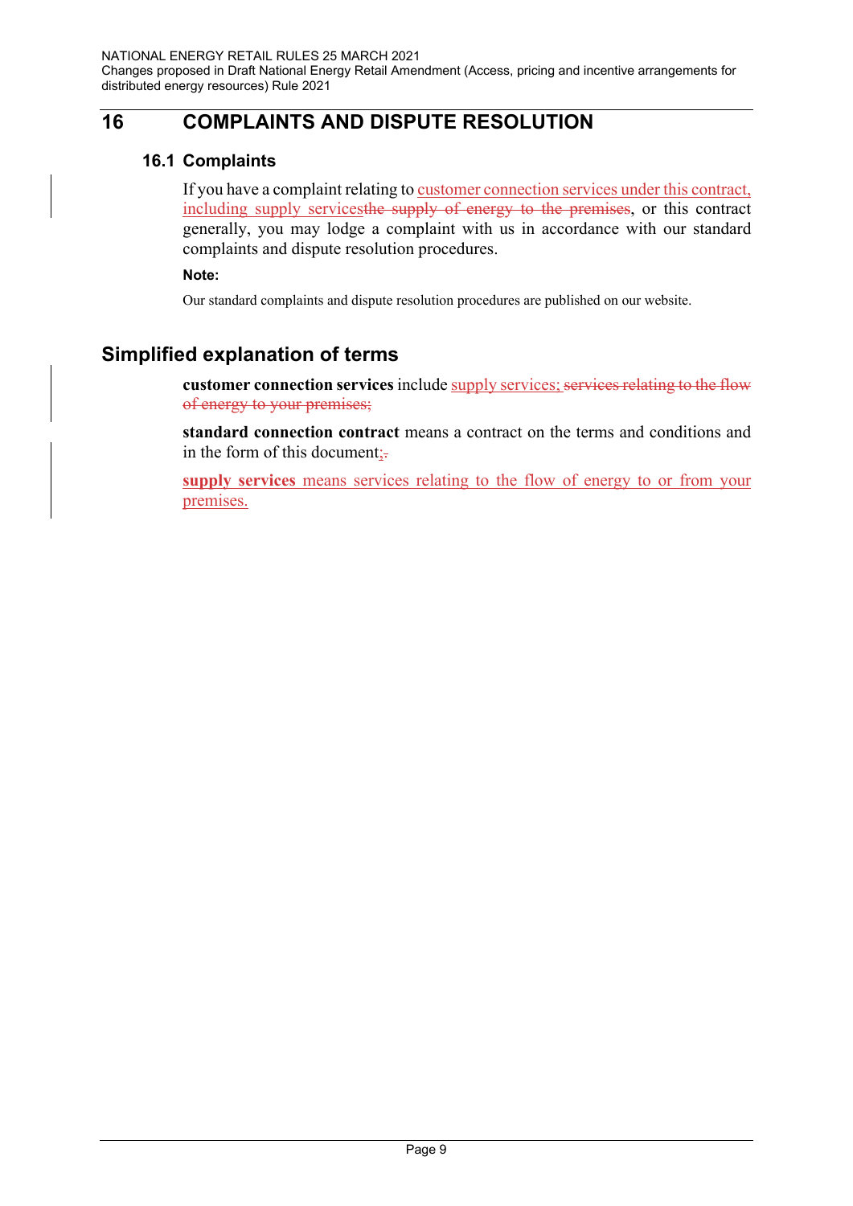## 16 COMPLAINTS AND DISPUTE RESOLUTION

### 16.1 Complaints

If you have a complaint relating to customer connection services under this contract, including supply servicesthe supply of energy to the premises, or this contract generally, you may lodge a complaint with us in accordance with our standard complaints and dispute resolution procedures.

**Note:**

Our standard complaints and dispute resolution procedures are published on our website.

## Simplified explanation of terms

**customer connection services** include supply services; services relating to the flow of energy to your premises;

**standard connection contract** means a contract on the terms and conditions and in the form of this document;.

**supply services** means services relating to the flow of energy to or from your premises.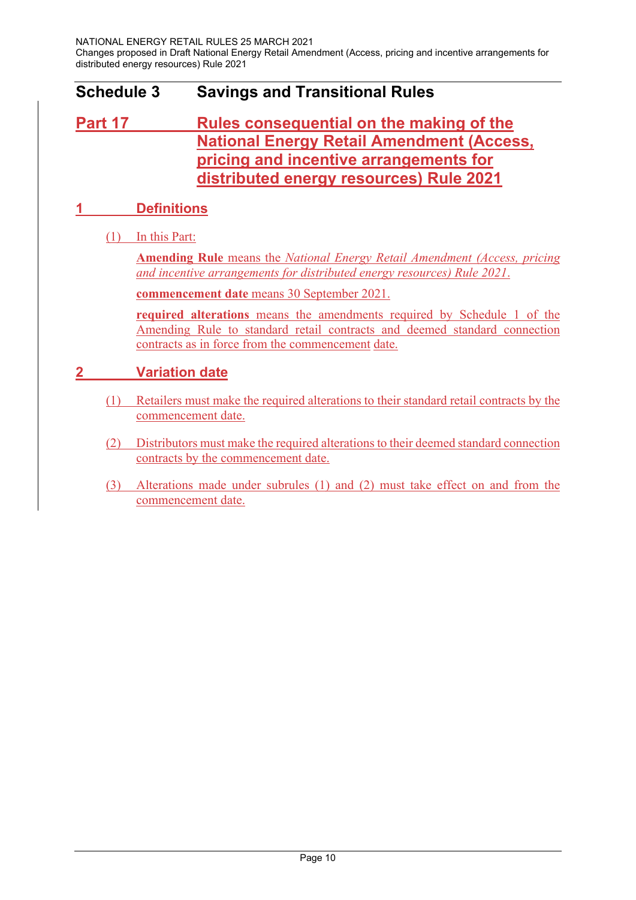# Schedule 3 Savings and Transitional Rules

## Part 17 Rules consequential on the making of the National Energy Retail Amendment (Access, pricing and incentive arrangements for distributed energy resources) Rule 2021

### 1 Definitions

(1) In this Part:

**Amending Rule** means the *National Energy Retail Amendment (Access, pricing and incentive arrangements for distributed energy resources) Rule 2021.*

**commencement date** means 30 September 2021.

**required alterations** means the amendments required by Schedule 1 of the Amending Rule to standard retail contracts and deemed standard connection contracts as in force from the commencement date.

### 2 Variation date

(1) Retailers must make the required alterations to their standard retail contracts by the commencement date.

(2) Distributors must make the required alterations to their deemed standard connection contracts by the commencement date.

(3) Alterations made under subrules (1) and (2) must take effect on and from the commencement date.